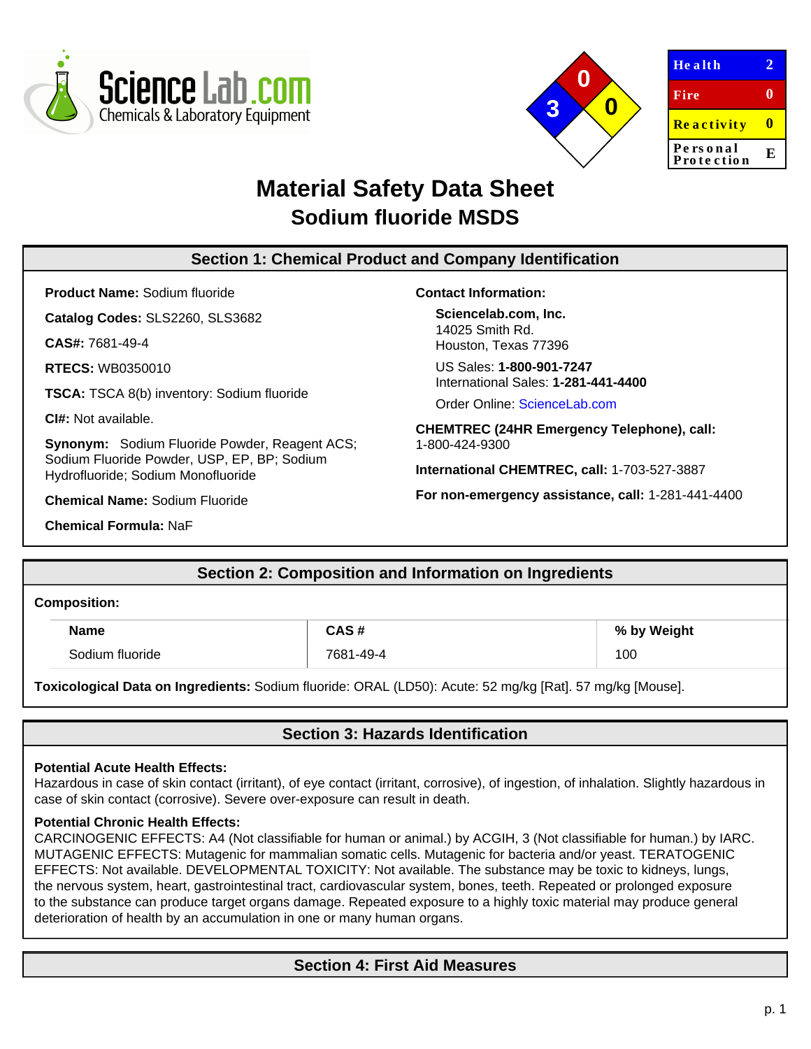ScienceLab.com
Chemicals & Laboratory Equipment

| Health | 2 |
|---|---|
| Fire | 0 |
| Reactivity | 0 |
| Personal Protection | E |

# Material Safety Data Sheet
## Sodium fluoride MSDS

### Section 1: Chemical Product and Company Identification

**Product Name:** Sodium fluoride

**Catalog Codes:** SLS2260, SLS3682

**CAS#:** 7681-49-4

**RTECS:** WB0350010

**TSCA:** TSCA 8(b) inventory: Sodium fluoride

**CI#:** Not available.

**Synonym:** Sodium Fluoride Powder, Reagent ACS; Sodium Fluoride Powder, USP, EP, BP; Sodium Hydrofluoride; Sodium Monofluoride

**Chemical Name:** Sodium Fluoride

**Chemical Formula:** NaF

**Contact Information:**

**Sciencelab.com, Inc.**
14025 Smith Rd.
Houston, Texas 77396

US Sales: **1-800-901-7247**
International Sales: **1-281-441-4400**

Order Online: ScienceLab.com

**CHEMTREC (24HR Emergency Telephone), call:**
1-800-424-9300

**International CHEMTREC, call:** 1-703-527-3887

**For non-emergency assistance, call:** 1-281-441-4400

### Section 2: Composition and Information on Ingredients

**Composition:**

| Name | CAS # | % by Weight |
|---|---|---|
| Sodium fluoride | 7681-49-4 | 100 |

**Toxicological Data on Ingredients:** Sodium fluoride: ORAL (LD50): Acute: 52 mg/kg [Rat]. 57 mg/kg [Mouse].

### Section 3: Hazards Identification

**Potential Acute Health Effects:**
Hazardous in case of skin contact (irritant), of eye contact (irritant, corrosive), of ingestion, of inhalation. Slightly hazardous in case of skin contact (corrosive). Severe over-exposure can result in death.

**Potential Chronic Health Effects:**
CARCINOGENIC EFFECTS: A4 (Not classifiable for human or animal.) by ACGIH, 3 (Not classifiable for human.) by IARC. MUTAGENIC EFFECTS: Mutagenic for mammalian somatic cells. Mutagenic for bacteria and/or yeast. TERATOGENIC EFFECTS: Not available. DEVELOPMENTAL TOXICITY: Not available. The substance may be toxic to kidneys, lungs, the nervous system, heart, gastrointestinal tract, cardiovascular system, bones, teeth. Repeated or prolonged exposure to the substance can produce target organs damage. Repeated exposure to a highly toxic material may produce general deterioration of health by an accumulation in one or many human organs.

### Section 4: First Aid Measures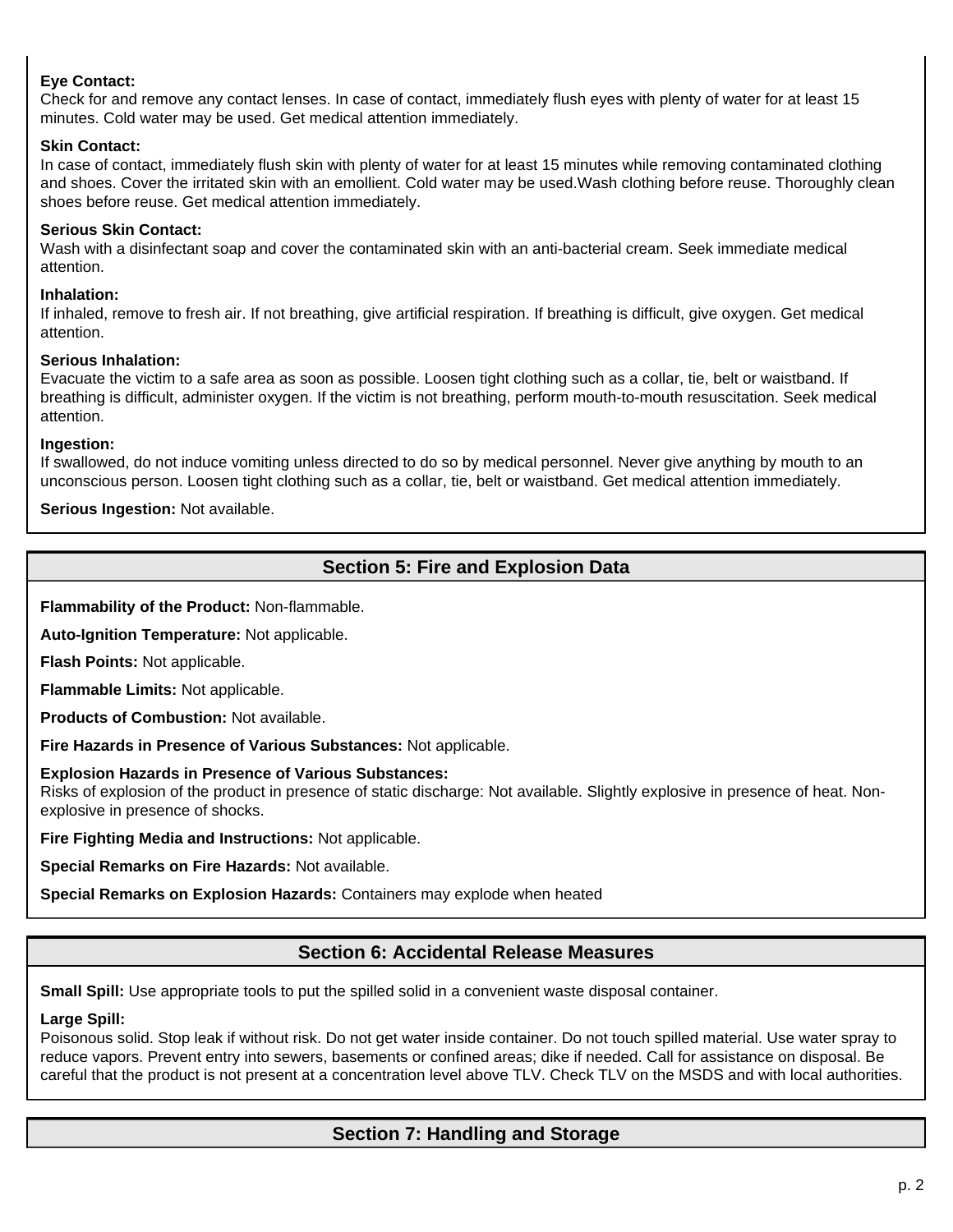**Eye Contact:**
Check for and remove any contact lenses. In case of contact, immediately flush eyes with plenty of water for at least 15 minutes. Cold water may be used. Get medical attention immediately.

**Skin Contact:**
In case of contact, immediately flush skin with plenty of water for at least 15 minutes while removing contaminated clothing and shoes. Cover the irritated skin with an emollient. Cold water may be used.Wash clothing before reuse. Thoroughly clean shoes before reuse. Get medical attention immediately.

**Serious Skin Contact:**
Wash with a disinfectant soap and cover the contaminated skin with an anti-bacterial cream. Seek immediate medical attention.

**Inhalation:**
If inhaled, remove to fresh air. If not breathing, give artificial respiration. If breathing is difficult, give oxygen. Get medical attention.

**Serious Inhalation:**
Evacuate the victim to a safe area as soon as possible. Loosen tight clothing such as a collar, tie, belt or waistband. If breathing is difficult, administer oxygen. If the victim is not breathing, perform mouth-to-mouth resuscitation. Seek medical attention.

**Ingestion:**
If swallowed, do not induce vomiting unless directed to do so by medical personnel. Never give anything by mouth to an unconscious person. Loosen tight clothing such as a collar, tie, belt or waistband. Get medical attention immediately.

**Serious Ingestion:** Not available.

## Section 5: Fire and Explosion Data

**Flammability of the Product:** Non-flammable.

**Auto-Ignition Temperature:** Not applicable.

**Flash Points:** Not applicable.

**Flammable Limits:** Not applicable.

**Products of Combustion:** Not available.

**Fire Hazards in Presence of Various Substances:** Not applicable.

**Explosion Hazards in Presence of Various Substances:**
Risks of explosion of the product in presence of static discharge: Not available. Slightly explosive in presence of heat. Non-explosive in presence of shocks.

**Fire Fighting Media and Instructions:** Not applicable.

**Special Remarks on Fire Hazards:** Not available.

**Special Remarks on Explosion Hazards:** Containers may explode when heated

## Section 6: Accidental Release Measures

**Small Spill:** Use appropriate tools to put the spilled solid in a convenient waste disposal container.

**Large Spill:**
Poisonous solid. Stop leak if without risk. Do not get water inside container. Do not touch spilled material. Use water spray to reduce vapors. Prevent entry into sewers, basements or confined areas; dike if needed. Call for assistance on disposal. Be careful that the product is not present at a concentration level above TLV. Check TLV on the MSDS and with local authorities.

## Section 7: Handling and Storage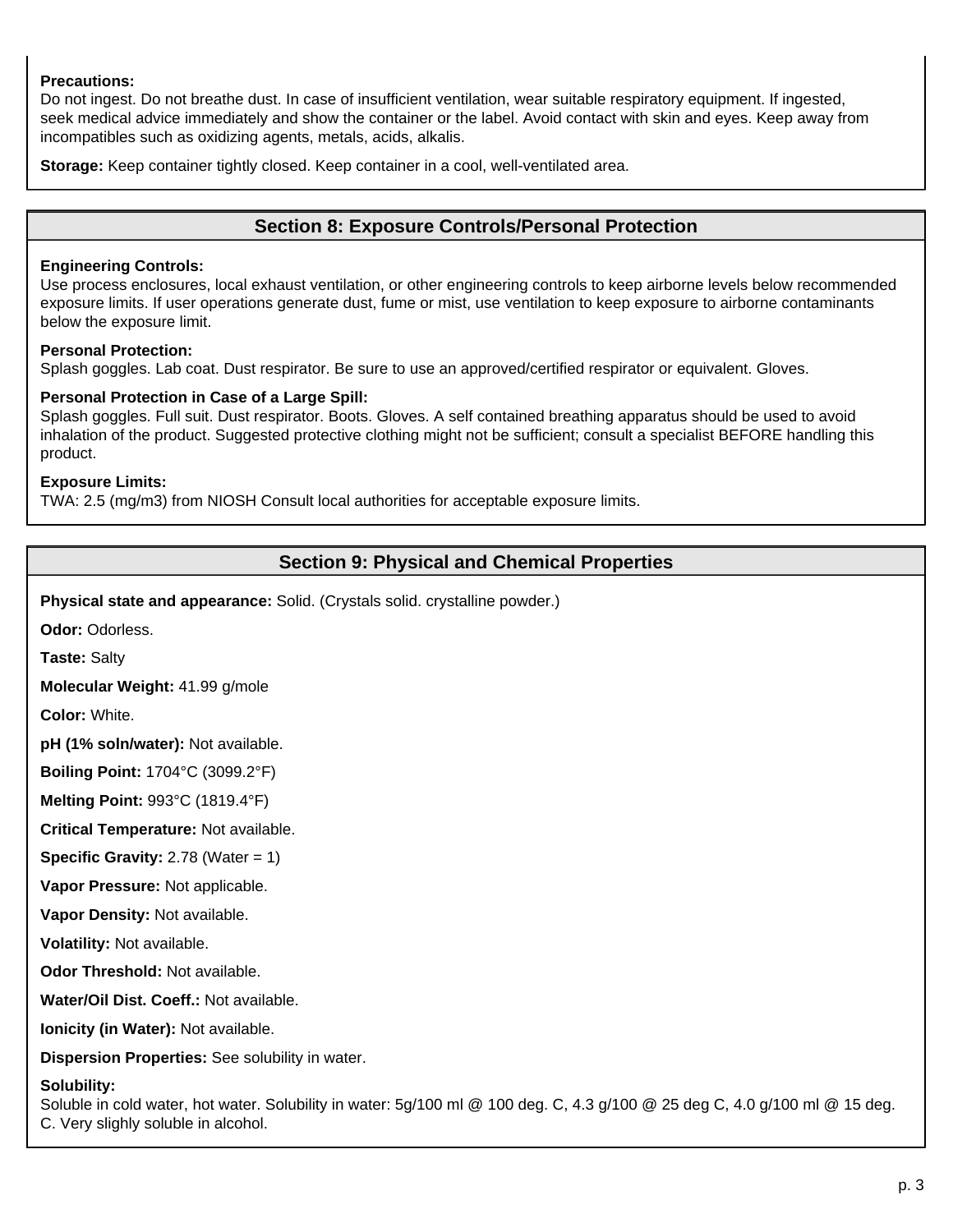**Precautions:**
Do not ingest. Do not breathe dust. In case of insufficient ventilation, wear suitable respiratory equipment. If ingested, seek medical advice immediately and show the container or the label. Avoid contact with skin and eyes. Keep away from incompatibles such as oxidizing agents, metals, acids, alkalis.

**Storage:** Keep container tightly closed. Keep container in a cool, well-ventilated area.

## Section 8: Exposure Controls/Personal Protection

**Engineering Controls:**
Use process enclosures, local exhaust ventilation, or other engineering controls to keep airborne levels below recommended exposure limits. If user operations generate dust, fume or mist, use ventilation to keep exposure to airborne contaminants below the exposure limit.

**Personal Protection:**
Splash goggles. Lab coat. Dust respirator. Be sure to use an approved/certified respirator or equivalent. Gloves.

**Personal Protection in Case of a Large Spill:**
Splash goggles. Full suit. Dust respirator. Boots. Gloves. A self contained breathing apparatus should be used to avoid inhalation of the product. Suggested protective clothing might not be sufficient; consult a specialist BEFORE handling this product.

**Exposure Limits:**
TWA: 2.5 (mg/m3) from NIOSH Consult local authorities for acceptable exposure limits.

## Section 9: Physical and Chemical Properties

**Physical state and appearance:** Solid. (Crystals solid. crystalline powder.)

**Odor:** Odorless.

**Taste:** Salty

**Molecular Weight:** 41.99 g/mole

**Color:** White.

**pH (1% soln/water):** Not available.

**Boiling Point:** 1704°C (3099.2°F)

**Melting Point:** 993°C (1819.4°F)

**Critical Temperature:** Not available.

**Specific Gravity:** 2.78 (Water = 1)

**Vapor Pressure:** Not applicable.

**Vapor Density:** Not available.

**Volatility:** Not available.

**Odor Threshold:** Not available.

**Water/Oil Dist. Coeff.:** Not available.

**Ionicity (in Water):** Not available.

**Dispersion Properties:** See solubility in water.

**Solubility:**
Soluble in cold water, hot water. Solubility in water: 5g/100 ml @ 100 deg. C, 4.3 g/100 @ 25 deg C, 4.0 g/100 ml @ 15 deg. C. Very slighly soluble in alcohol.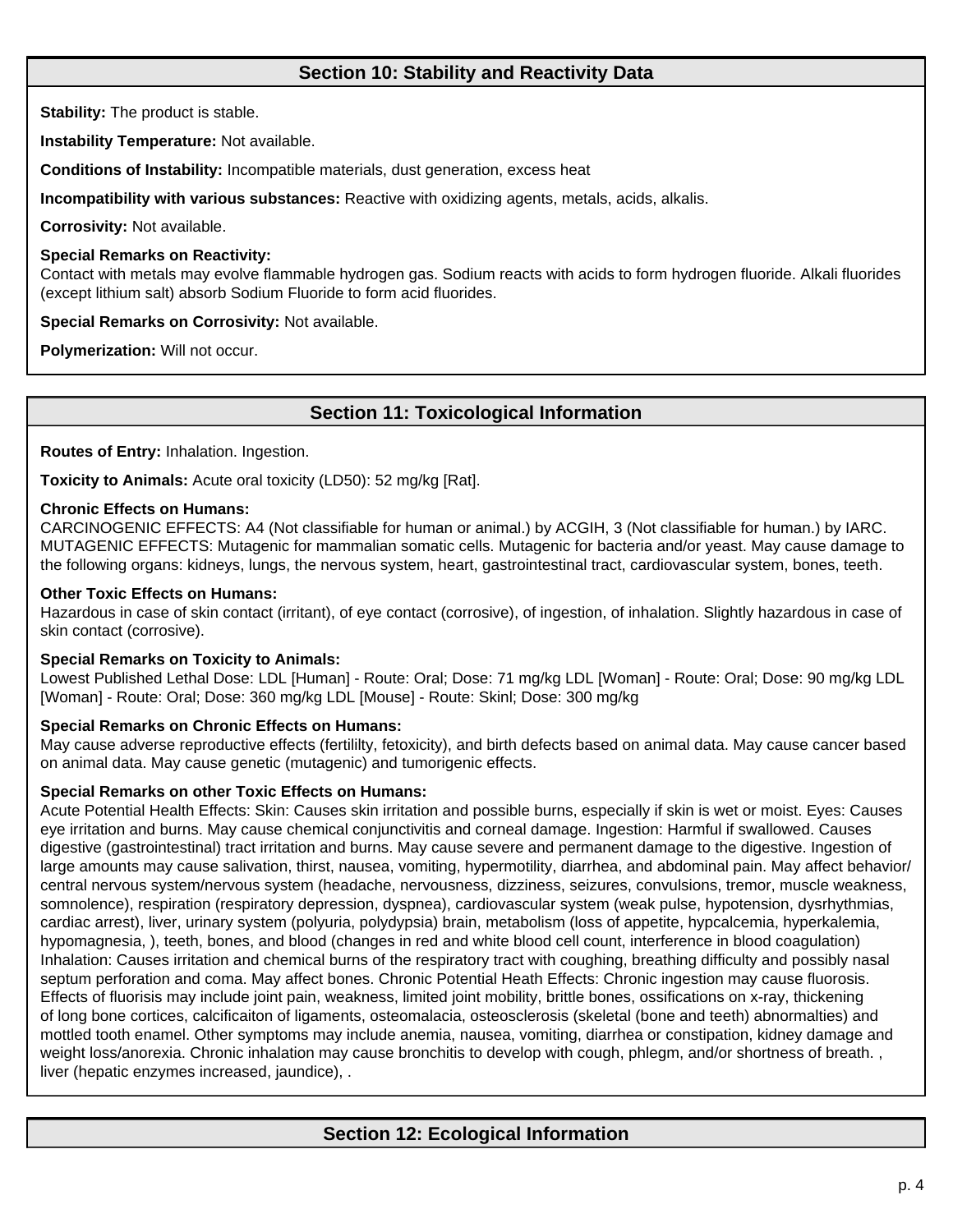## Section 10: Stability and Reactivity Data

**Stability:** The product is stable.

**Instability Temperature:** Not available.

**Conditions of Instability:** Incompatible materials, dust generation, excess heat

**Incompatibility with various substances:** Reactive with oxidizing agents, metals, acids, alkalis.

**Corrosivity:** Not available.

**Special Remarks on Reactivity:**
Contact with metals may evolve flammable hydrogen gas. Sodium reacts with acids to form hydrogen fluoride. Alkali fluorides (except lithium salt) absorb Sodium Fluoride to form acid fluorides.

**Special Remarks on Corrosivity:** Not available.

**Polymerization:** Will not occur.

## Section 11: Toxicological Information

**Routes of Entry:** Inhalation. Ingestion.

**Toxicity to Animals:** Acute oral toxicity (LD50): 52 mg/kg [Rat].

**Chronic Effects on Humans:**
CARCINOGENIC EFFECTS: A4 (Not classifiable for human or animal.) by ACGIH, 3 (Not classifiable for human.) by IARC. MUTAGENIC EFFECTS: Mutagenic for mammalian somatic cells. Mutagenic for bacteria and/or yeast. May cause damage to the following organs: kidneys, lungs, the nervous system, heart, gastrointestinal tract, cardiovascular system, bones, teeth.

**Other Toxic Effects on Humans:**
Hazardous in case of skin contact (irritant), of eye contact (corrosive), of ingestion, of inhalation. Slightly hazardous in case of skin contact (corrosive).

**Special Remarks on Toxicity to Animals:**
Lowest Published Lethal Dose: LDL [Human] - Route: Oral; Dose: 71 mg/kg LDL [Woman] - Route: Oral; Dose: 90 mg/kg LDL [Woman] - Route: Oral; Dose: 360 mg/kg LDL [Mouse] - Route: Skinl; Dose: 300 mg/kg

**Special Remarks on Chronic Effects on Humans:**
May cause adverse reproductive effects (fertililty, fetoxicity), and birth defects based on animal data. May cause cancer based on animal data. May cause genetic (mutagenic) and tumorigenic effects.

**Special Remarks on other Toxic Effects on Humans:**
Acute Potential Health Effects: Skin: Causes skin irritation and possible burns, especially if skin is wet or moist. Eyes: Causes eye irritation and burns. May cause chemical conjunctivitis and corneal damage. Ingestion: Harmful if swallowed. Causes digestive (gastrointestinal) tract irritation and burns. May cause severe and permanent damage to the digestive. Ingestion of large amounts may cause salivation, thirst, nausea, vomiting, hypermotility, diarrhea, and abdominal pain. May affect behavior/ central nervous system/nervous system (headache, nervousness, dizziness, seizures, convulsions, tremor, muscle weakness, somnolence), respiration (respiratory depression, dyspnea), cardiovascular system (weak pulse, hypotension, dysrhythmias, cardiac arrest), liver, urinary system (polyuria, polydypsia) brain, metabolism (loss of appetite, hypcalcemia, hyperkalemia, hypomagnesia, ), teeth, bones, and blood (changes in red and white blood cell count, interference in blood coagulation) Inhalation: Causes irritation and chemical burns of the respiratory tract with coughing, breathing difficulty and possibly nasal septum perforation and coma. May affect bones. Chronic Potential Heath Effects: Chronic ingestion may cause fluorosis. Effects of fluorisis may include joint pain, weakness, limited joint mobility, brittle bones, ossifications on x-ray, thickening of long bone cortices, calcificaiton of ligaments, osteomalacia, osteosclerosis (skeletal (bone and teeth) abnormalties) and mottled tooth enamel. Other symptoms may include anemia, nausea, vomiting, diarrhea or constipation, kidney damage and weight loss/anorexia. Chronic inhalation may cause bronchitis to develop with cough, phlegm, and/or shortness of breath. , liver (hepatic enzymes increased, jaundice), .

## Section 12: Ecological Information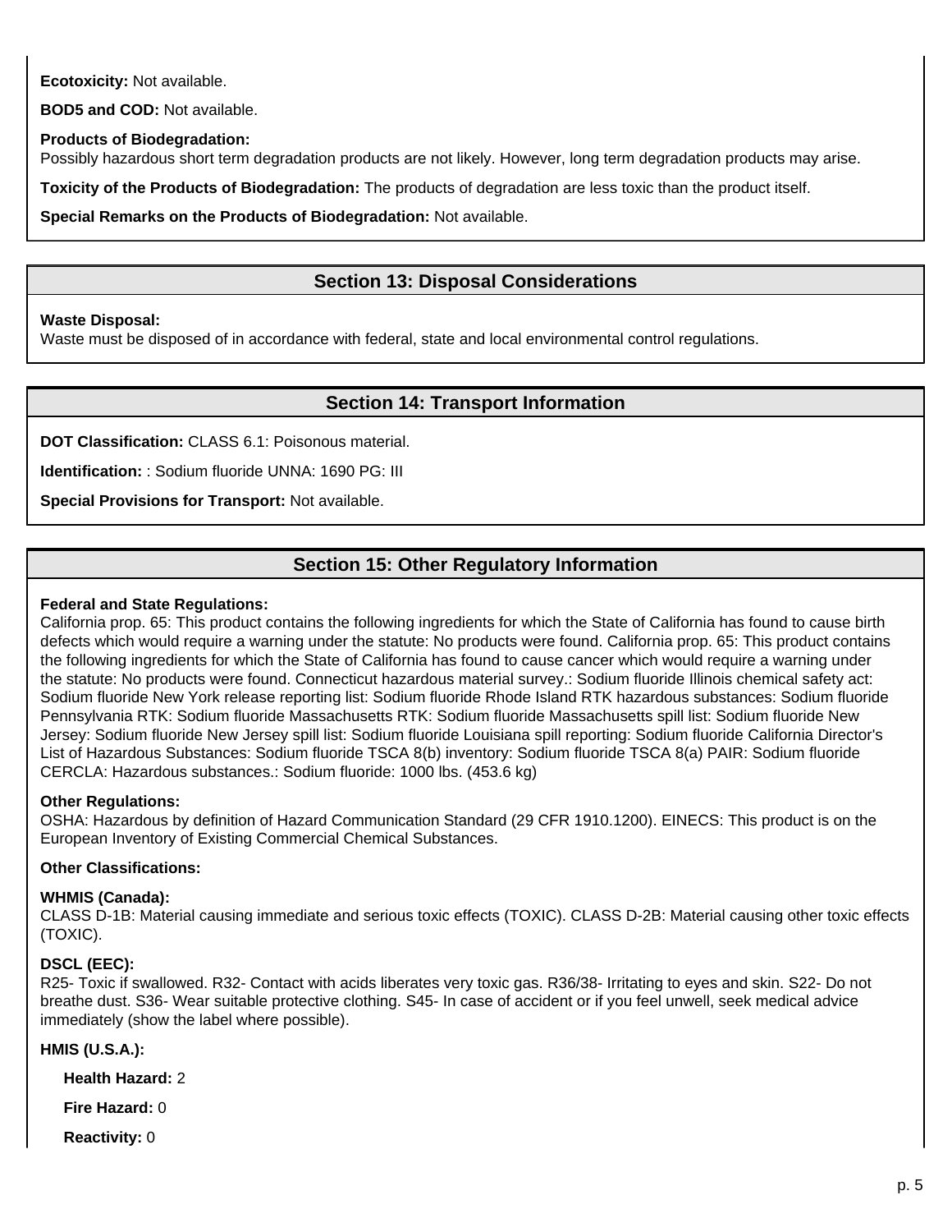**Ecotoxicity:** Not available.

**BOD5 and COD:** Not available.

**Products of Biodegradation:**
Possibly hazardous short term degradation products are not likely. However, long term degradation products may arise.

**Toxicity of the Products of Biodegradation:** The products of degradation are less toxic than the product itself.

**Special Remarks on the Products of Biodegradation:** Not available.

## Section 13: Disposal Considerations

**Waste Disposal:**
Waste must be disposed of in accordance with federal, state and local environmental control regulations.

## Section 14: Transport Information

**DOT Classification:** CLASS 6.1: Poisonous material.

**Identification:** : Sodium fluoride UNNA: 1690 PG: III

**Special Provisions for Transport:** Not available.

## Section 15: Other Regulatory Information

**Federal and State Regulations:**
California prop. 65: This product contains the following ingredients for which the State of California has found to cause birth defects which would require a warning under the statute: No products were found. California prop. 65: This product contains the following ingredients for which the State of California has found to cause cancer which would require a warning under the statute: No products were found. Connecticut hazardous material survey.: Sodium fluoride Illinois chemical safety act: Sodium fluoride New York release reporting list: Sodium fluoride Rhode Island RTK hazardous substances: Sodium fluoride Pennsylvania RTK: Sodium fluoride Massachusetts RTK: Sodium fluoride Massachusetts spill list: Sodium fluoride New Jersey: Sodium fluoride New Jersey spill list: Sodium fluoride Louisiana spill reporting: Sodium fluoride California Director's List of Hazardous Substances: Sodium fluoride TSCA 8(b) inventory: Sodium fluoride TSCA 8(a) PAIR: Sodium fluoride CERCLA: Hazardous substances.: Sodium fluoride: 1000 lbs. (453.6 kg)

**Other Regulations:**
OSHA: Hazardous by definition of Hazard Communication Standard (29 CFR 1910.1200). EINECS: This product is on the European Inventory of Existing Commercial Chemical Substances.

**Other Classifications:**

**WHMIS (Canada):**
CLASS D-1B: Material causing immediate and serious toxic effects (TOXIC). CLASS D-2B: Material causing other toxic effects (TOXIC).

**DSCL (EEC):**
R25- Toxic if swallowed. R32- Contact with acids liberates very toxic gas. R36/38- Irritating to eyes and skin. S22- Do not breathe dust. S36- Wear suitable protective clothing. S45- In case of accident or if you feel unwell, seek medical advice immediately (show the label where possible).

**HMIS (U.S.A.):**

**Health Hazard:** 2

**Fire Hazard:** 0

**Reactivity:** 0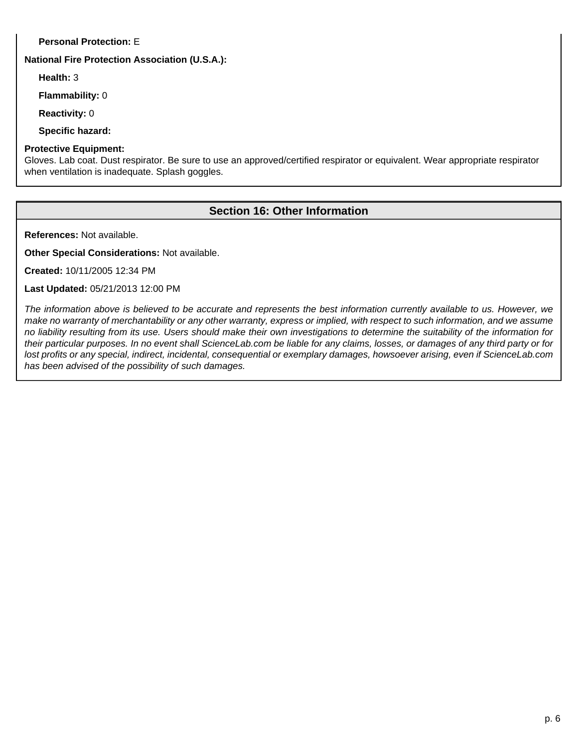**Personal Protection:** E

**National Fire Protection Association (U.S.A.):**

**Health:** 3

**Flammability:** 0

**Reactivity:** 0

**Specific hazard:**

**Protective Equipment:**
Gloves. Lab coat. Dust respirator. Be sure to use an approved/certified respirator or equivalent. Wear appropriate respirator when ventilation is inadequate. Splash goggles.

## Section 16: Other Information

**References:** Not available.

**Other Special Considerations:** Not available.

**Created:** 10/11/2005 12:34 PM

**Last Updated:** 05/21/2013 12:00 PM

*The information above is believed to be accurate and represents the best information currently available to us. However, we make no warranty of merchantability or any other warranty, express or implied, with respect to such information, and we assume no liability resulting from its use. Users should make their own investigations to determine the suitability of the information for their particular purposes. In no event shall ScienceLab.com be liable for any claims, losses, or damages of any third party or for lost profits or any special, indirect, incidental, consequential or exemplary damages, howsoever arising, even if ScienceLab.com has been advised of the possibility of such damages.*